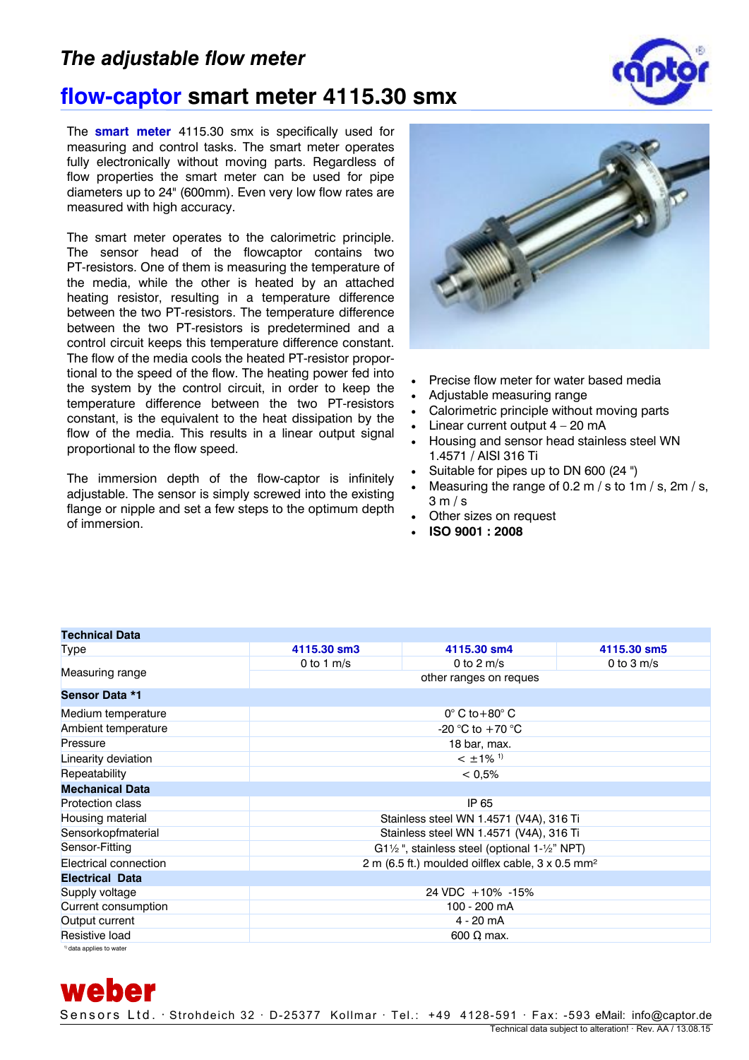## *The adjustable flow meter*

# **flow-captor smart meter 4115.30 smx**

The **smart meter** 4115.30 smx is specifically used for measuring and control tasks. The smart meter operates fully electronically without moving parts. Regardless of flow properties the smart meter can be used for pipe diameters up to 24" (600mm). Even very low flow rates are measured with high accuracy.

The smart meter operates to the calorimetric principle. The sensor head of the flowcaptor contains two PT-resistors. One of them is measuring the temperature of the media, while the other is heated by an attached heating resistor, resulting in a temperature difference between the two PT-resistors. The temperature difference between the two PT-resistors is predetermined and a control circuit keeps this temperature difference constant. The flow of the media cools the heated PT-resistor proportional to the speed of the flow. The heating power fed into the system by the control circuit, in order to keep the temperature difference between the two PT-resistors constant, is the equivalent to the heat dissipation by the flow of the media. This results in a linear output signal proportional to the flow speed.

The immersion depth of the flow-captor is infinitely adjustable. The sensor is simply screwed into the existing flange or nipple and set a few steps to the optimum depth of immersion.

- Precise flow meter for water based media
- Adjustable measuring range
- Calorimetric principle without moving parts
- Linear current output 4 – 20 mA
- Housing and sensor head stainless steel WN 1.4571 / AISI 316 Ti
- Suitable for pipes up to DN 600 (24 ")
- Measuring the range of 0.2 m / s to 1m / s, 2m / s, 3 m / s
- Other sizes on request
- **ISO 9001 : 2008**

| **Technical Data** | | | |
|---|---|---|---|
| Type | **4115.30 sm3** | **4115.30 sm4** | **4115.30 sm5** |
| Measuring range | 0 to 1 m/s | 0 to 2 m/s | 0 to 3 m/s |
| | other ranges on reques | | |
| **Sensor Data *1** | | | |
| Medium temperature | 0° C to+80° C | | |
| Ambient temperature | -20 °C to +70 °C | | |
| Pressure | 18 bar, max. | | |
| Linearity deviation | < ±1% [1)] | | |
| Repeatability | < 0,5% | | |
| **Mechanical Data** | | | |
| Protection class | IP 65 | | |
| Housing material | Stainless steel WN 1.4571 (V4A), 316 Ti | | |
| Sensorkopfmaterial | Stainless steel WN 1.4571 (V4A), 316 Ti | | |
| Sensor-Fitting | G1½ ", stainless steel (optional 1-½" NPT) | | |
| Electrical connection | 2 m (6.5 ft.) moulded oilflex cable, 3 x 0.5 mm² | | |
| **Electrical Data** | | | |
| Supply voltage | 24 VDC +10% -15% | | |
| Current consumption | 100 - 200 mA | | |
| Output current | 4 - 20 mA | | |
| Resistive load | 600 Ω max. | | |

[1)] data applies to water

**weber**
Sensors Ltd. · Strohdeich 32 · D-25377 Kollmar · Tel.: +49 4128-591 · Fax: -593 eMail: info@captor.de

Technical data subject to alteration! · Rev. AA / 13.08.15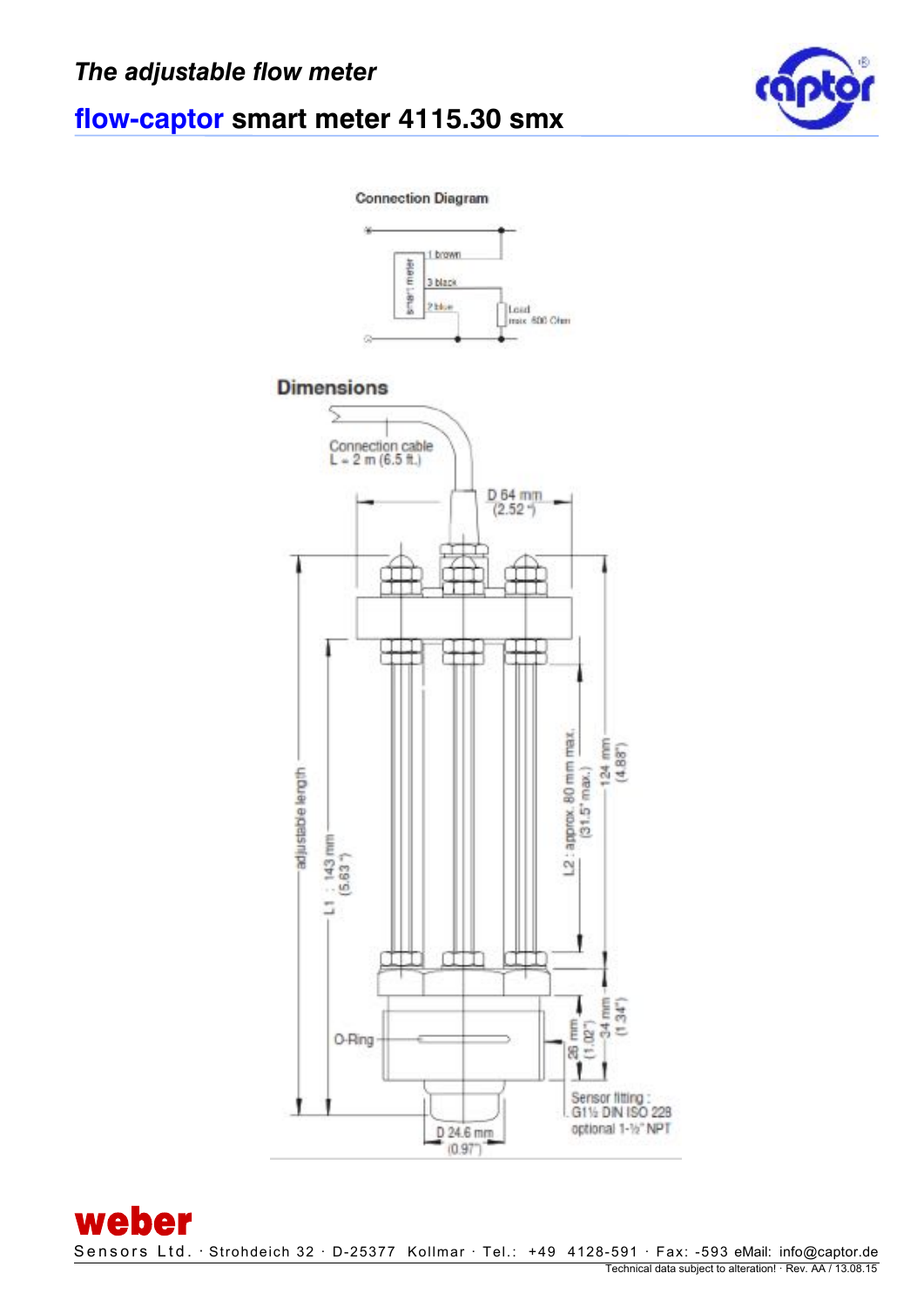*The adjustable flow meter*

# flow-captor smart meter 4115.30 smx

Connection Diagram

1 brown
3 black
2 blue
smart meter
Load
max. 600 Ohm

Dimensions

Connection cable
L = 2 m (6.5 ft.)

D 64 mm
(2.52")

adjustable length

L1 : 143 mm
(5.63")

L2 : approx. 80 mm max.
(31.5" max.)

124 mm
(4.88")

O-Ring

26 mm
(1.02")

34 mm
(1.34")

Sensor fitting :
G1½ DIN ISO 228
optional 1-½" NPT

D 24.6 mm
(0.97")

weber

Sensors Ltd. · Strohdeich 32 · D-25377 Kollmar · Tel.: +49 4128-591 · Fax: -593 eMail: info@captor.de

Technical data subject to alteration! · Rev. AA / 13.08.15